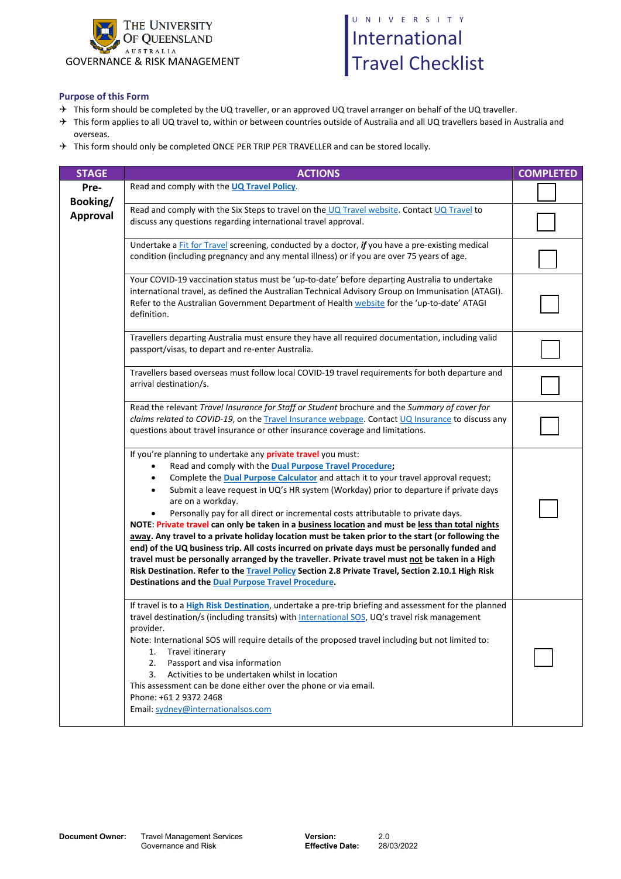THE UNIVERSITY OF QUEENSLAND AUSTRALIA

GOVERNANCE & RISK MANAGEMENT

# UNIVERSITY International Travel Checklist

## Purpose of this Form

- This form should be completed by the UQ traveller, or an approved UQ travel arranger on behalf of the UQ traveller.
- This form applies to all UQ travel to, within or between countries outside of Australia and all UQ travellers based in Australia and overseas.
- This form should only be completed ONCE PER TRIP PER TRAVELLER and can be stored locally.

| STAGE | ACTIONS | COMPLETED |
|---|---|---|
| **Pre-Booking/ Approval** | Read and comply with the **UQ Travel Policy**. | ☐ |
| | Read and comply with the Six Steps to travel on the UQ Travel website. Contact UQ Travel to discuss any questions regarding international travel approval. | ☐ |
| | Undertake a Fit for Travel screening, conducted by a doctor, ***if*** you have a pre-existing medical condition (including pregnancy and any mental illness) or if you are over 75 years of age. | ☐ |
| | Your COVID-19 vaccination status must be 'up-to-date' before departing Australia to undertake international travel, as defined the Australian Technical Advisory Group on Immunisation (ATAGI). Refer to the Australian Government Department of Health website for the 'up-to-date' ATAGI definition. | ☐ |
| | Travellers departing Australia must ensure they have all required documentation, including valid passport/visas, to depart and re-enter Australia. | ☐ |
| | Travellers based overseas must follow local COVID-19 travel requirements for both departure and arrival destination/s. | ☐ |
| | Read the relevant *Travel Insurance for Staff or Student* brochure and the *Summary of cover for claims related to COVID-19*, on the Travel Insurance webpage. Contact UQ Insurance to discuss any questions about travel insurance or other insurance coverage and limitations. | ☐ |
| | If you're planning to undertake any **private travel** you must:<br>• Read and comply with the **Dual Purpose Travel Procedure;**<br>• Complete the **Dual Purpose Calculator** and attach it to your travel approval request;<br>• Submit a leave request in UQ's HR system (Workday) prior to departure if private days are on a workday.<br>• Personally pay for all direct or incremental costs attributable to private days.<br>**NOTE**: **Private travel can only be taken in a <u>business location</u> and must be <u>less than total nights away</u>. Any travel to a private holiday location must be taken prior to the start (or following the end) of the UQ business trip. All costs incurred on private days must be personally funded and travel must be personally arranged by the traveller. Private travel must <u>not</u> be taken in a High Risk Destination. Refer to the Travel Policy Section 2.8 Private Travel, Section 2.10.1 High Risk Destinations and the Dual Purpose Travel Procedure.** | ☐ |
| | If travel is to a **High Risk Destination**, undertake a pre-trip briefing and assessment for the planned travel destination/s (including transits) with International SOS, UQ's travel risk management provider.<br>Note: International SOS will require details of the proposed travel including but not limited to:<br>1. Travel itinerary<br>2. Passport and visa information<br>3. Activities to be undertaken whilst in location<br>This assessment can be done either over the phone or via email.<br>Phone: +61 2 9372 2468<br>Email: sydney@internationalsos.com | ☐ |

| | | | |
|---|---|---|---|
| **Document Owner:** | Travel Management Services<br>Governance and Risk | **Version:**<br>**Effective Date:** | 2.0<br>28/03/2022 |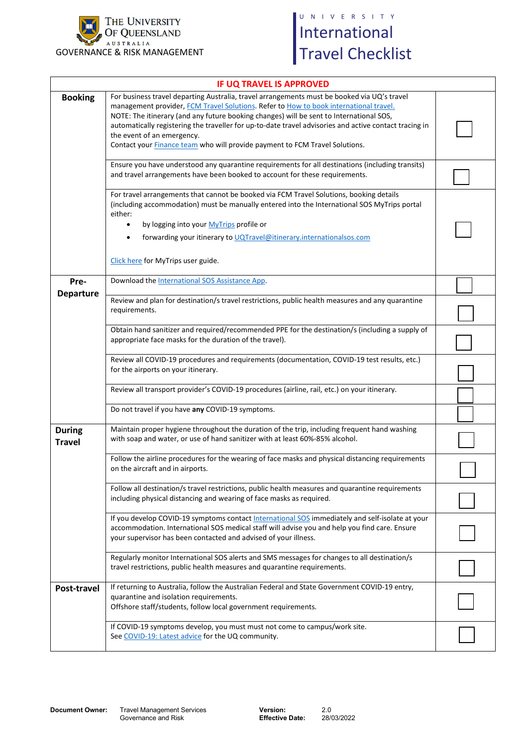THE UNIVERSITY OF QUEENSLAND AUSTRALIA
GOVERNANCE & RISK MANAGEMENT

UNIVERSITY
# International Travel Checklist

| IF UQ TRAVEL IS APPROVED | | |
|---|---|---|
| **Booking** | For business travel departing Australia, travel arrangements must be booked via UQ's travel management provider, FCM Travel Solutions. Refer to How to book international travel.<br>NOTE: The itinerary (and any future booking changes) will be sent to International SOS, automatically registering the traveller for up-to-date travel advisories and active contact tracing in the event of an emergency.<br>Contact your Finance team who will provide payment to FCM Travel Solutions. | ☐ |
| | Ensure you have understood any quarantine requirements for all destinations (including transits) and travel arrangements have been booked to account for these requirements. | ☐ |
| | For travel arrangements that cannot be booked via FCM Travel Solutions, booking details (including accommodation) must be manually entered into the International SOS MyTrips portal either:<br>• by logging into your MyTrips profile or<br>• forwarding your itinerary to UQTravel@itinerary.internationalsos.com<br><br>Click here for MyTrips user guide. | ☐ |
| **Pre-Departure** | Download the International SOS Assistance App. | ☐ |
| | Review and plan for destination/s travel restrictions, public health measures and any quarantine requirements. | ☐ |
| | Obtain hand sanitizer and required/recommended PPE for the destination/s (including a supply of appropriate face masks for the duration of the travel). | ☐ |
| | Review all COVID-19 procedures and requirements (documentation, COVID-19 test results, etc.) for the airports on your itinerary. | ☐ |
| | Review all transport provider's COVID-19 procedures (airline, rail, etc.) on your itinerary. | ☐ |
| | Do not travel if you have **any** COVID-19 symptoms. | ☐ |
| **During Travel** | Maintain proper hygiene throughout the duration of the trip, including frequent hand washing with soap and water, or use of hand sanitizer with at least 60%-85% alcohol. | ☐ |
| | Follow the airline procedures for the wearing of face masks and physical distancing requirements on the aircraft and in airports. | ☐ |
| | Follow all destination/s travel restrictions, public health measures and quarantine requirements including physical distancing and wearing of face masks as required. | ☐ |
| | If you develop COVID-19 symptoms contact International SOS immediately and self-isolate at your accommodation. International SOS medical staff will advise you and help you find care. Ensure your supervisor has been contacted and advised of your illness. | ☐ |
| | Regularly monitor International SOS alerts and SMS messages for changes to all destination/s travel restrictions, public health measures and quarantine requirements. | ☐ |
| **Post-travel** | If returning to Australia, follow the Australian Federal and State Government COVID-19 entry, quarantine and isolation requirements.<br>Offshore staff/students, follow local government requirements. | ☐ |
| | If COVID-19 symptoms develop, you must must not come to campus/work site.<br>See COVID-19: Latest advice for the UQ community. | ☐ |

**Document Owner:** Travel Management Services Governance and Risk
**Version:** 2.0
**Effective Date:** 28/03/2022